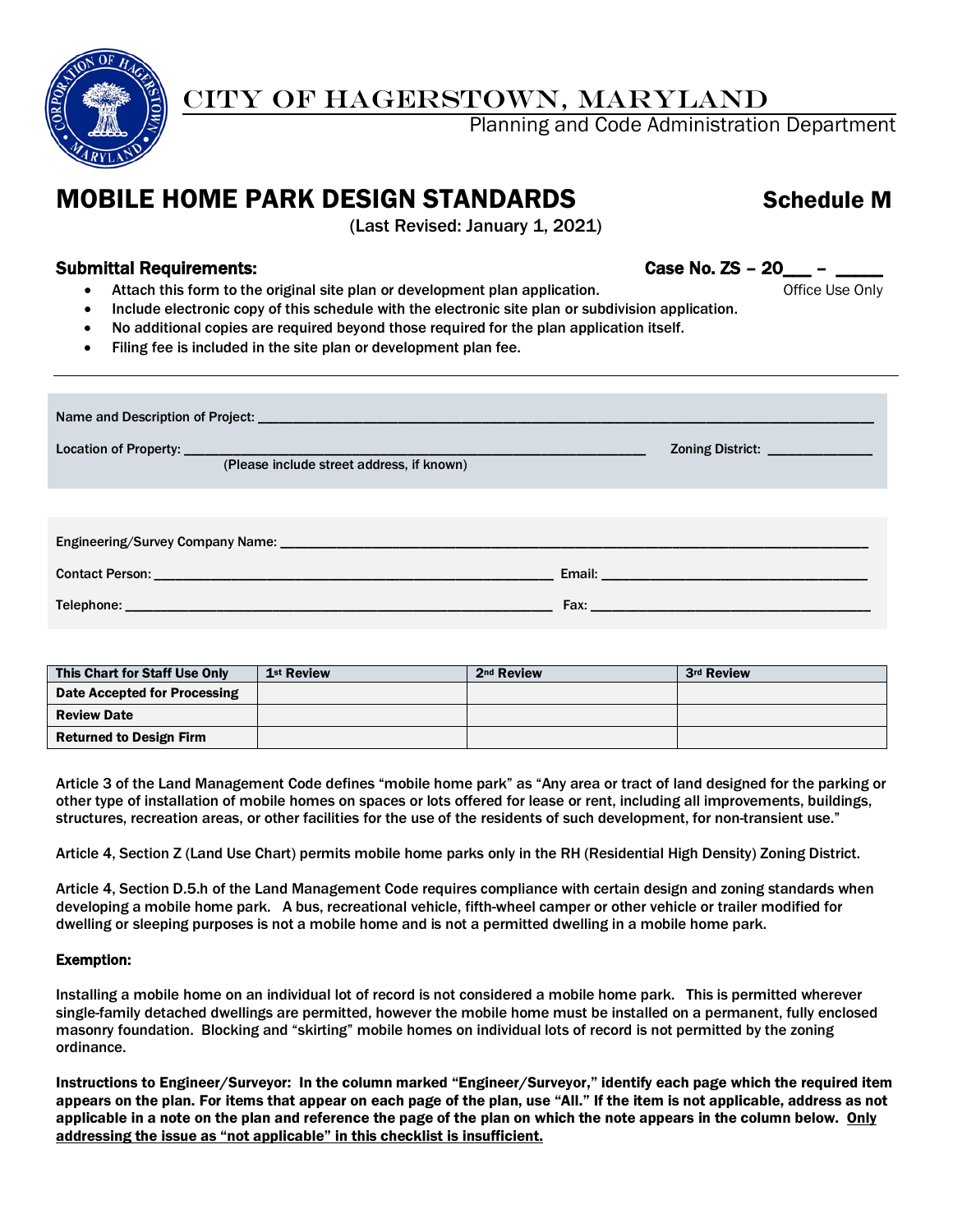# CITY OF HAGERSTOWN, MARYLAND

Planning and Code Administration Department

# MOBILE HOME PARK DESIGN STANDARDS — Schedule M

(Last Revised: January 1, 2021)

## Submittal Requirements:

**Case No. ZS – 20___ – _____**
Office Use Only

- Attach this form to the original site plan or development plan application.
- Include electronic copy of this schedule with the electronic site plan or subdivision application.
- No additional copies are required beyond those required for the plan application itself.
- Filing fee is included in the site plan or development plan fee.

---

Name and Description of Project: ______________________________

Location of Property: ______________________________ Zoning District: ______________
(Please include street address, if known)

Engineering/Survey Company Name: ______________________________

Contact Person: ______________________________ Email: ______________________________

Telephone: ______________________________ Fax: ______________________________

| This Chart for Staff Use Only | 1st Review | 2nd Review | 3rd Review |
|---|---|---|---|
| Date Accepted for Processing | | | |
| Review Date | | | |
| Returned to Design Firm | | | |

Article 3 of the Land Management Code defines "mobile home park" as "Any area or tract of land designed for the parking or other type of installation of mobile homes on spaces or lots offered for lease or rent, including all improvements, buildings, structures, recreation areas, or other facilities for the use of the residents of such development, for non-transient use."

Article 4, Section Z (Land Use Chart) permits mobile home parks only in the RH (Residential High Density) Zoning District.

Article 4, Section D.5.h of the Land Management Code requires compliance with certain design and zoning standards when developing a mobile home park. A bus, recreational vehicle, fifth-wheel camper or other vehicle or trailer modified for dwelling or sleeping purposes is not a mobile home and is not a permitted dwelling in a mobile home park.

**Exemption:**

Installing a mobile home on an individual lot of record is not considered a mobile home park. This is permitted wherever single-family detached dwellings are permitted, however the mobile home must be installed on a permanent, fully enclosed masonry foundation. Blocking and "skirting" mobile homes on individual lots of record is not permitted by the zoning ordinance.

**Instructions to Engineer/Surveyor: In the column marked "Engineer/Surveyor," identify each page which the required item appears on the plan. For items that appear on each page of the plan, use "All." If the item is not applicable, address as not applicable in a note on the plan and reference the page of the plan on which the note appears in the column below. <u>Only addressing the issue as "not applicable" in this checklist is insufficient.</u>**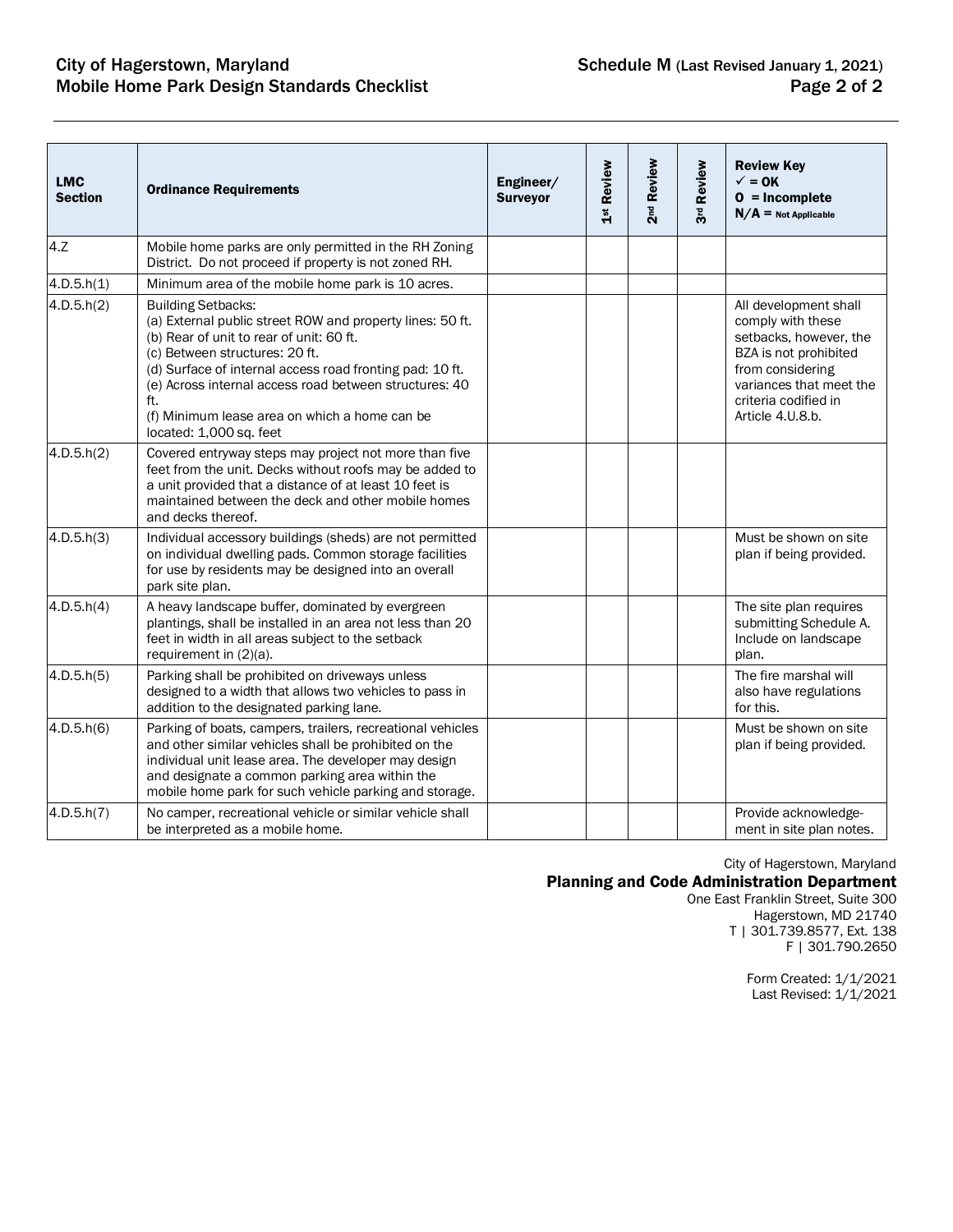| LMC Section | Ordinance Requirements | Engineer/ Surveyor | 1st Review | 2nd Review | 3rd Review | Review Key ✓ = OK O = Incomplete N/A = Not Applicable |
|---|---|---|---|---|---|---|
| 4.Z | Mobile home parks are only permitted in the RH Zoning District. Do not proceed if property is not zoned RH. | | | | | |
| 4.D.5.h(1) | Minimum area of the mobile home park is 10 acres. | | | | | |
| 4.D.5.h(2) | Building Setbacks:<br>(a) External public street ROW and property lines: 50 ft.<br>(b) Rear of unit to rear of unit: 60 ft.<br>(c) Between structures: 20 ft.<br>(d) Surface of internal access road fronting pad: 10 ft.<br>(e) Across internal access road between structures: 40 ft.<br>(f) Minimum lease area on which a home can be located: 1,000 sq. feet | | | | | All development shall comply with these setbacks, however, the BZA is not prohibited from considering variances that meet the criteria codified in Article 4.U.8.b. |
| 4.D.5.h(2) | Covered entryway steps may project not more than five feet from the unit. Decks without roofs may be added to a unit provided that a distance of at least 10 feet is maintained between the deck and other mobile homes and decks thereof. | | | | | |
| 4.D.5.h(3) | Individual accessory buildings (sheds) are not permitted on individual dwelling pads. Common storage facilities for use by residents may be designed into an overall park site plan. | | | | | Must be shown on site plan if being provided. |
| 4.D.5.h(4) | A heavy landscape buffer, dominated by evergreen plantings, shall be installed in an area not less than 20 feet in width in all areas subject to the setback requirement in (2)(a). | | | | | The site plan requires submitting Schedule A. Include on landscape plan. |
| 4.D.5.h(5) | Parking shall be prohibited on driveways unless designed to a width that allows two vehicles to pass in addition to the designated parking lane. | | | | | The fire marshal will also have regulations for this. |
| 4.D.5.h(6) | Parking of boats, campers, trailers, recreational vehicles and other similar vehicles shall be prohibited on the individual unit lease area. The developer may design and designate a common parking area within the mobile home park for such vehicle parking and storage. | | | | | Must be shown on site plan if being provided. |
| 4.D.5.h(7) | No camper, recreational vehicle or similar vehicle shall be interpreted as a mobile home. | | | | | Provide acknowledgement in site plan notes. |

City of Hagerstown, Maryland

**Planning and Code Administration Department**

One East Franklin Street, Suite 300
Hagerstown, MD 21740
T | 301.739.8577, Ext. 138
F | 301.790.2650

Form Created: 1/1/2021
Last Revised: 1/1/2021